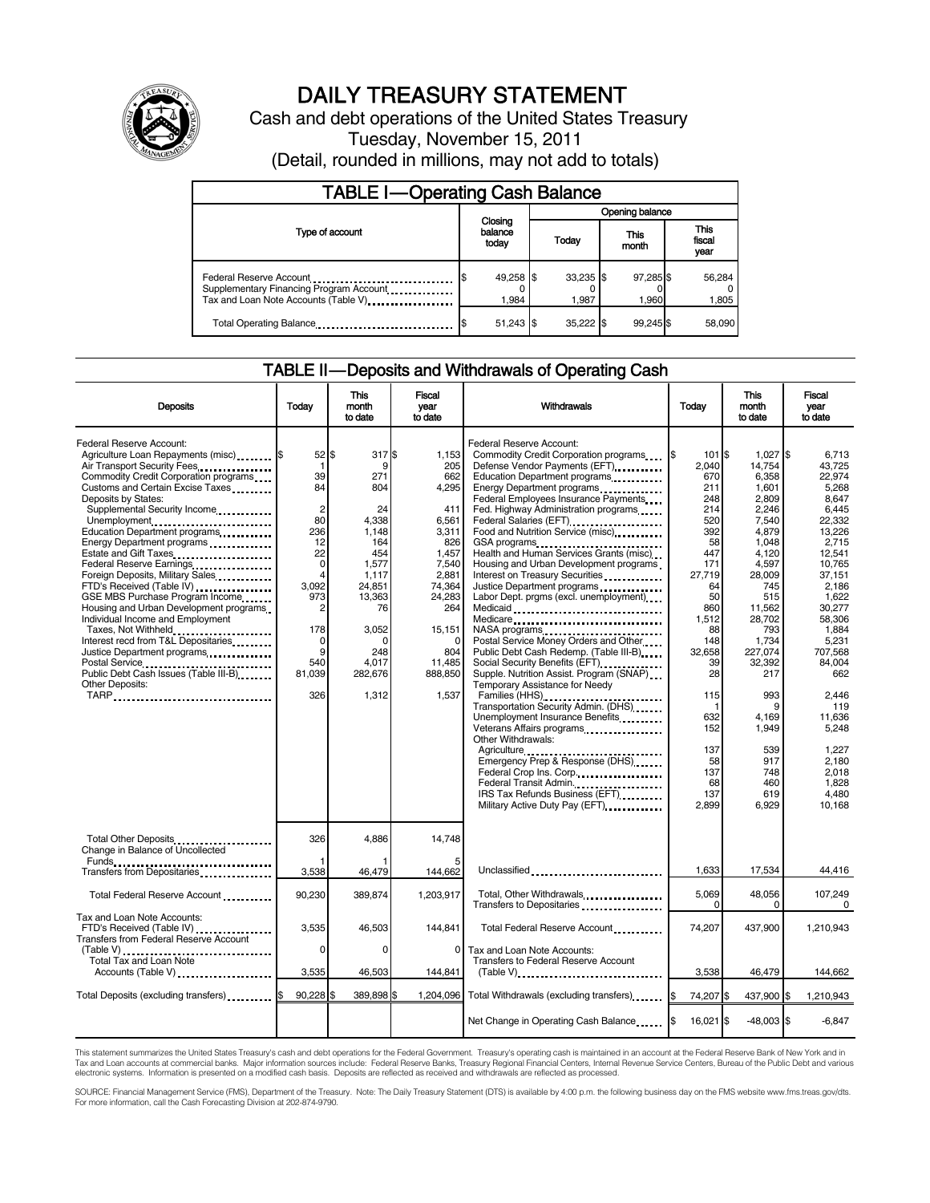# DAILY TREASURY STATEMENT

Cash and debt operations of the United States Treasury

Tuesday, November 15, 2011

(Detail, rounded in millions, may not add to totals)

## TABLE I—Operating Cash Balance

| Type of account | Closing balance today | Opening balance Today | Opening balance This month | Opening balance This fiscal year |
|---|---|---|---|---|
| Federal Reserve Account | $ 49,258 | $ 33,235 | $ 97,285 | $ 56,284 |
| Supplementary Financing Program Account | 0 | 0 | 0 | 0 |
| Tax and Loan Note Accounts (Table V) | 1,984 | 1,987 | 1,960 | 1,805 |
| Total Operating Balance | $ 51,243 | $ 35,222 | $ 99,245 | $ 58,090 |

## TABLE II—Deposits and Withdrawals of Operating Cash

| Deposits | Today | This month to date | Fiscal year to date |
|---|---|---|---|
| Federal Reserve Account: | | | |
| Agriculture Loan Repayments (misc) | $ 52 | $ 317 | $ 1,153 |
| Air Transport Security Fees | 1 | 9 | 205 |
| Commodity Credit Corporation programs | 39 | 271 | 662 |
| Customs and Certain Excise Taxes | 84 | 804 | 4,295 |
| Deposits by States: | | | |
| Supplemental Security Income | 2 | 24 | 411 |
| Unemployment | 80 | 4,338 | 6,561 |
| Education Department programs | 236 | 1,148 | 3,311 |
| Energy Department programs | 12 | 164 | 826 |
| Estate and Gift Taxes | 22 | 454 | 1,457 |
| Federal Reserve Earnings | 0 | 1,577 | 7,540 |
| Foreign Deposits, Military Sales | 4 | 1,117 | 2,881 |
| FTD's Received (Table IV) | 3,092 | 24,851 | 74,364 |
| GSE MBS Purchase Program Income | 973 | 13,363 | 24,283 |
| Housing and Urban Development programs | 2 | 76 | 264 |
| Individual Income and Employment Taxes, Not Withheld | 178 | 3,052 | 15,151 |
| Interest recd from T&L Depositaries | 0 | 0 | 0 |
| Justice Department programs | 9 | 248 | 804 |
| Postal Service | 540 | 4,017 | 11,485 |
| Public Debt Cash Issues (Table III-B) | 81,039 | 282,676 | 888,850 |
| Other Deposits: | | | |
| TARP | 326 | 1,312 | 1,537 |
| Total Other Deposits | 326 | 4,886 | 14,748 |
| Change in Balance of Uncollected Funds | 1 | 1 | 5 |
| Transfers from Depositaries | 3,538 | 46,479 | 144,662 |
| Total Federal Reserve Account | 90,230 | 389,874 | 1,203,917 |
| Tax and Loan Note Accounts: | | | |
| FTD's Received (Table IV) | 3,535 | 46,503 | 144,841 |
| Transfers from Federal Reserve Account (Table V) | 0 | 0 | 0 |
| Total Tax and Loan Note Accounts (Table V) | 3,535 | 46,503 | 144,841 |
| Total Deposits (excluding transfers) | $ 90,228 | $ 389,898 | $ 1,204,096 |

| Withdrawals | Today | This month to date | Fiscal year to date |
|---|---|---|---|
| Federal Reserve Account: | | | |
| Commodity Credit Corporation programs | $ 101 | $ 1,027 | $ 6,713 |
| Defense Vendor Payments (EFT) | 2,040 | 14,754 | 43,725 |
| Education Department programs | 670 | 6,358 | 22,974 |
| Energy Department programs | 211 | 1,601 | 5,268 |
| Federal Employees Insurance Payments | 248 | 2,809 | 8,647 |
| Fed. Highway Administration programs | 214 | 2,246 | 6,445 |
| Federal Salaries (EFT) | 520 | 7,540 | 22,332 |
| Food and Nutrition Service (misc) | 392 | 4,879 | 13,226 |
| GSA programs | 58 | 1,048 | 2,715 |
| Health and Human Services Grants (misc) | 447 | 4,120 | 12,541 |
| Housing and Urban Development programs | 171 | 4,597 | 10,765 |
| Interest on Treasury Securities | 27,719 | 28,009 | 37,151 |
| Justice Department programs | 64 | 745 | 2,186 |
| Labor Dept. prgms (excl. unemployment) | 50 | 515 | 1,622 |
| Medicaid | 860 | 11,562 | 30,277 |
| Medicare | 1,512 | 28,702 | 58,306 |
| NASA programs | 88 | 793 | 1,884 |
| Postal Service Money Orders and Other | 148 | 1,734 | 5,231 |
| Public Debt Cash Redemp. (Table III-B) | 32,658 | 227,074 | 707,568 |
| Social Security Benefits (EFT) | 39 | 32,392 | 84,004 |
| Supple. Nutrition Assist. Program (SNAP) | 28 | 217 | 662 |
| Temporary Assistance for Needy Families (HHS) | 115 | 993 | 2,446 |
| Transportation Security Admin. (DHS) | 1 | 9 | 119 |
| Unemployment Insurance Benefits | 632 | 4,169 | 11,636 |
| Veterans Affairs programs | 152 | 1,949 | 5,248 |
| Other Withdrawals: | | | |
| Agriculture | 137 | 539 | 1,227 |
| Emergency Prep & Response (DHS) | 58 | 917 | 2,180 |
| Federal Crop Ins. Corp. | 137 | 748 | 2,018 |
| Federal Transit Admin. | 68 | 460 | 1,828 |
| IRS Tax Refunds Business (EFT) | 137 | 619 | 4,480 |
| Military Active Duty Pay (EFT) | 2,899 | 6,929 | 10,168 |
| Unclassified | 1,633 | 17,534 | 44,416 |
| Total, Other Withdrawals | 5,069 | 48,056 | 107,249 |
| Transfers to Depositaries | 0 | 0 | 0 |
| Total Federal Reserve Account | 74,207 | 437,900 | 1,210,943 |
| Tax and Loan Note Accounts: | | | |
| Transfers to Federal Reserve Account (Table V) | 3,538 | 46,479 | 144,662 |
| Total Withdrawals (excluding transfers) | $ 74,207 | $ 437,900 | $ 1,210,943 |
| Net Change in Operating Cash Balance | $ 16,021 | $ -48,003 | $ -6,847 |

This statement summarizes the United States Treasury's cash and debt operations for the Federal Government. Treasury's operating cash is maintained in an account at the Federal Reserve Bank of New York and in Tax and Loan accounts at commercial banks. Major information sources include: Federal Reserve Banks, Treasury Regional Financial Centers, Internal Revenue Service Centers, Bureau of the Public Debt and various electronic systems. Information is presented on a modified cash basis. Deposits are reflected as received and withdrawals are reflected as processed.

SOURCE: Financial Management Service (FMS), Department of the Treasury. Note: The Daily Treasury Statement (DTS) is available by 4:00 p.m. the following business day on the FMS website www.fms.treas.gov/dts. For more information, call the Cash Forecasting Division at 202-874-9790.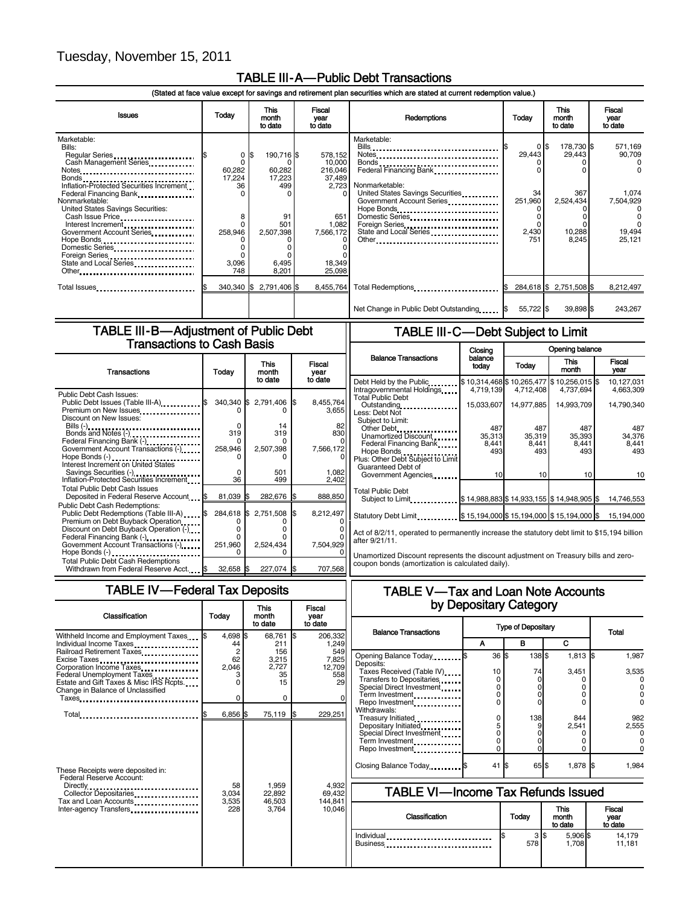Tuesday, November 15, 2011

## TABLE III-A—Public Debt Transactions

(Stated at face value except for savings and retirement plan securities which are stated at current redemption value.)

| Issues | Today | This month to date | Fiscal year to date |
|---|---|---|---|
| Marketable: | | | |
| Bills: | | | |
| Regular Series | $ 0 | $ 190,716 | $ 578,152 |
| Cash Management Series | 0 | 0 | 10,000 |
| Notes | 60,282 | 60,282 | 216,046 |
| Bonds | 17,224 | 17,223 | 37,489 |
| Inflation-Protected Securities Increment | 36 | 499 | 2,723 |
| Federal Financing Bank | 0 | 0 | 0 |
| Nonmarketable: | | | |
| United States Savings Securities: | | | |
| Cash Issue Price | 8 | 91 | 651 |
| Interest Increment | 0 | 501 | 1,082 |
| Government Account Series | 258,946 | 2,507,398 | 7,566,172 |
| Hope Bonds | 0 | 0 | 0 |
| Domestic Series | 0 | 0 | 0 |
| Foreign Series | 0 | 0 | 0 |
| State and Local Series | 3,096 | 6,495 | 18,349 |
| Other | 748 | 8,201 | 25,098 |
| Total Issues | $ 340,340 | $ 2,791,406 | $ 8,455,764 |

| Redemptions | Today | This month to date | Fiscal year to date |
|---|---|---|---|
| Marketable: | | | |
| Bills | $ 0 | $ 178,730 | $ 571,169 |
| Notes | 29,443 | 29,443 | 90,709 |
| Bonds | 0 | 0 | 0 |
| Federal Financing Bank | 0 | 0 | 0 |
| Nonmarketable: | | | |
| United States Savings Securities | 34 | 367 | 1,074 |
| Government Account Series | 251,960 | 2,524,434 | 7,504,929 |
| Hope Bonds | 0 | 0 | 0 |
| Domestic Series | 0 | 0 | 0 |
| Foreign Series | 0 | 0 | 0 |
| State and Local Series | 2,430 | 10,288 | 19,494 |
| Other | 751 | 8,245 | 25,121 |
| Total Redemptions | $ 284,618 | $ 2,751,508 | $ 8,212,497 |
| Net Change in Public Debt Outstanding | $ 55,722 | $ 39,898 | $ 243,267 |

## TABLE III-B—Adjustment of Public Debt Transactions to Cash Basis

| Transactions | Today | This month to date | Fiscal year to date |
|---|---|---|---|
| Public Debt Cash Issues: | | | |
| Public Debt Issues (Table III-A) | $ 340,340 | $ 2,791,406 | $ 8,455,764 |
| Premium on New Issues | 0 | 0 | 3,655 |
| Discount on New Issues: | | | |
| Bills (-) | 0 | 14 | 82 |
| Bonds and Notes (-) | 319 | 319 | 830 |
| Federal Financing Bank (-) | 0 | 0 | 0 |
| Government Account Transactions (-) | 258,946 | 2,507,398 | 7,566,172 |
| Hope Bonds (-) | 0 | 0 | 0 |
| Interest Increment on United States Savings Securities (-) | 0 | 501 | 1,082 |
| Inflation-Protected Securities Increment | 36 | 499 | 2,402 |
| Total Public Debt Cash Issues Deposited in Federal Reserve Account | $ 81,039 | $ 282,676 | $ 888,850 |
| Public Debt Cash Redemptions: | | | |
| Public Debt Redemptions (Table III-A) | $ 284,618 | $ 2,751,508 | $ 8,212,497 |
| Premium on Debt Buyback Operation | 0 | 0 | 0 |
| Discount on Debt Buyback Operation (-) | 0 | 0 | 0 |
| Federal Financing Bank (-) | 0 | 0 | 0 |
| Government Account Transactions (-) | 251,960 | 2,524,434 | 7,504,929 |
| Hope Bonds (-) | 0 | 0 | 0 |
| Total Public Debt Cash Redemptions Withdrawn from Federal Reserve Acct. | $ 32,658 | $ 227,074 | $ 707,568 |

## TABLE III-C—Debt Subject to Limit

| Balance Transactions | Closing balance today | Opening balance Today | Opening balance This month | Opening balance Fiscal year |
|---|---|---|---|---|
| Debt Held by the Public | $ 10,314,468 | $ 10,265,477 | $ 10,256,015 | $ 10,127,031 |
| Intragovernmental Holdings | 4,719,139 | 4,712,408 | 4,737,694 | 4,663,309 |
| Total Public Debt Outstanding | 15,033,607 | 14,977,885 | 14,993,709 | 14,790,340 |
| Less: Debt Not Subject to Limit: | | | | |
| Other Debt | 487 | 487 | 487 | 487 |
| Unamortized Discount | 35,313 | 35,319 | 35,393 | 34,376 |
| Federal Financing Bank | 8,441 | 8,441 | 8,441 | 8,441 |
| Hope Bonds | 493 | 493 | 493 | 493 |
| Plus: Other Debt Subject to Limit | | | | |
| Guaranteed Debt of Government Agencies | 10 | 10 | 10 | 10 |
| Total Public Debt Subject to Limit | $ 14,988,883 | $ 14,933,155 | $ 14,948,905 | $ 14,746,553 |
| Statutory Debt Limit | $ 15,194,000 | $ 15,194,000 | $ 15,194,000 | $ 15,194,000 |

Act of 8/2/11, operated to permanently increase the statutory debt limit to $15,194 billion after 9/21/11.

Unamortized Discount represents the discount adjustment on Treasury bills and zero-coupon bonds (amortization is calculated daily).

## TABLE IV—Federal Tax Deposits

| Classification | Today | This month to date | Fiscal year to date |
|---|---|---|---|
| Withheld Income and Employment Taxes | $ 4,698 | $ 68,761 | $ 206,332 |
| Individual Income Taxes | 44 | 211 | 1,249 |
| Railroad Retirement Taxes | 2 | 156 | 549 |
| Excise Taxes | 62 | 3,215 | 7,825 |
| Corporation Income Taxes | 2,046 | 2,727 | 12,709 |
| Federal Unemployment Taxes | 3 | 35 | 558 |
| Estate and Gift Taxes & Misc IRS Rcpts. | 0 | 15 | 29 |
| Change in Balance of Unclassified Taxes | 0 | 0 | 0 |
| Total | $ 6,856 | $ 75,119 | $ 229,251 |
| These Receipts were deposited in: | | | |
| Federal Reserve Account: | | | |
| Directly | 58 | 1,959 | 4,932 |
| Collector Depositaries | 3,034 | 22,892 | 69,432 |
| Tax and Loan Accounts | 3,535 | 46,503 | 144,841 |
| Inter-agency Transfers | 228 | 3,764 | 10,046 |

## TABLE V—Tax and Loan Note Accounts by Depositary Category

| Balance Transactions | Type of Depositary A | B | C | Total |
|---|---|---|---|---|
| Opening Balance Today | $ 36 | $ 138 | $ 1,813 | $ 1,987 |
| Deposits: | | | | |
| Taxes Received (Table IV) | 10 | 74 | 3,451 | 3,535 |
| Transfers to Depositaries | 0 | 0 | 0 | 0 |
| Special Direct Investment | 0 | 0 | 0 | 0 |
| Term Investment | 0 | 0 | 0 | 0 |
| Repo Investment | 0 | 0 | 0 | 0 |
| Withdrawals: | | | | |
| Treasury Initiated | 0 | 138 | 844 | 982 |
| Depositary Initiated | 5 | 9 | 2,541 | 2,555 |
| Special Direct Investment | 0 | 0 | 0 | 0 |
| Term Investment | 0 | 0 | 0 | 0 |
| Repo Investment | 0 | 0 | 0 | 0 |
| Closing Balance Today | $ 41 | $ 65 | $ 1,878 | $ 1,984 |

## TABLE VI—Income Tax Refunds Issued

| Classification | Today | This month to date | Fiscal year to date |
|---|---|---|---|
| Individual | $ 3 | $ 5,906 | $ 14,179 |
| Business | 578 | 1,708 | 11,181 |